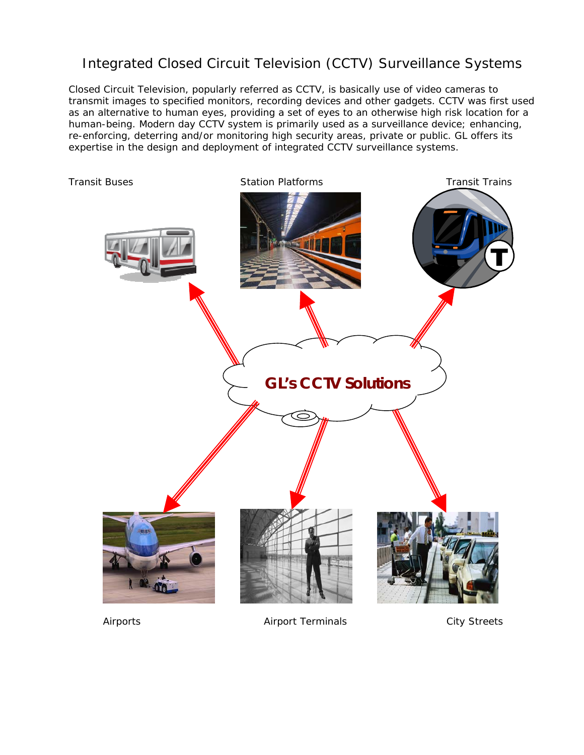# Integrated Closed Circuit Television (CCTV) Surveillance Systems

Closed Circuit Television, popularly referred as CCTV, is basically use of video cameras to transmit images to specified monitors, recording devices and other gadgets. CCTV was first used as an alternative to human eyes, providing a set of eyes to an otherwise high risk location for a human-being. Modern day CCTV system is primarily used as a surveillance device; enhancing, re-enforcing, deterring and/or monitoring high security areas, private or public. GL offers its expertise in the design and deployment of integrated CCTV surveillance systems.

Transit Buses

Station Platforms

Transit Trains

**GL's CCTV Solutions**

Airports

Airport Terminals

City Streets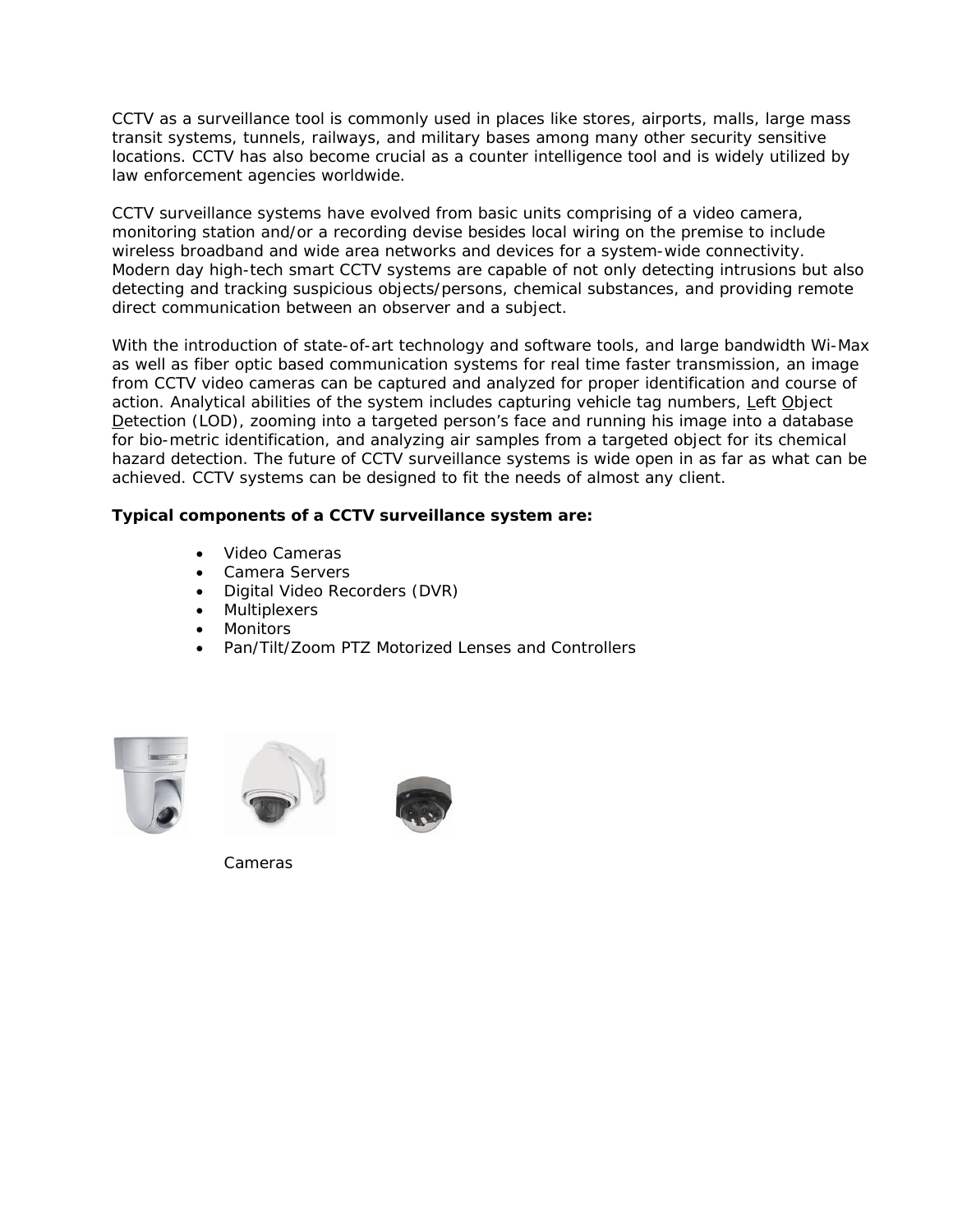CCTV as a surveillance tool is commonly used in places like stores, airports, malls, large mass transit systems, tunnels, railways, and military bases among many other security sensitive locations. CCTV has also become crucial as a counter intelligence tool and is widely utilized by law enforcement agencies worldwide.

CCTV surveillance systems have evolved from basic units comprising of a video camera, monitoring station and/or a recording devise besides local wiring on the premise to include wireless broadband and wide area networks and devices for a system-wide connectivity. Modern day high-tech smart CCTV systems are capable of not only detecting intrusions but also detecting and tracking suspicious objects/persons, chemical substances, and providing remote direct communication between an observer and a subject.

With the introduction of state-of-art technology and software tools, and large bandwidth Wi-Max as well as fiber optic based communication systems for real time faster transmission, an image from CCTV video cameras can be captured and analyzed for proper identification and course of action. Analytical abilities of the system includes capturing vehicle tag numbers, Left Object Detection (LOD), zooming into a targeted person's face and running his image into a database for bio-metric identification, and analyzing air samples from a targeted object for its chemical hazard detection. The future of CCTV surveillance systems is wide open in as far as what can be achieved. CCTV systems can be designed to fit the needs of almost any client.

**Typical components of a CCTV surveillance system are:**

- Video Cameras
- Camera Servers
- Digital Video Recorders (DVR)
- Multiplexers
- Monitors
- Pan/Tilt/Zoom PTZ Motorized Lenses and Controllers

Cameras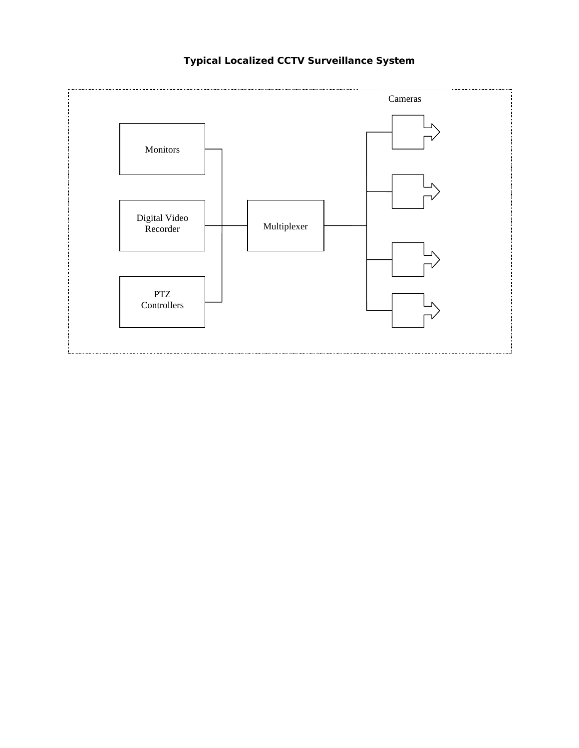**Typical Localized CCTV Surveillance System**

Cameras

Monitors

Digital Video Recorder

Multiplexer

PTZ Controllers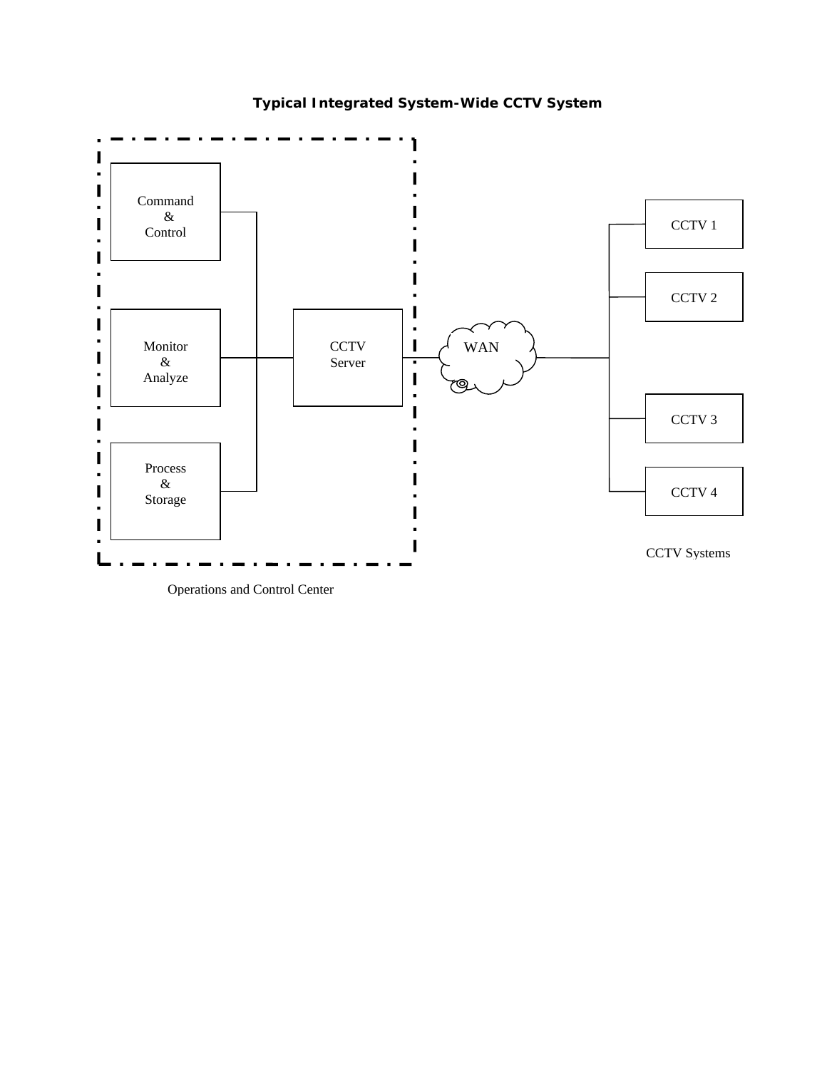**Typical Integrated System-Wide CCTV System**

Command & Control

Monitor & Analyze

Process & Storage

CCTV Server

WAN

CCTV 1

CCTV 2

CCTV 3

CCTV 4

CCTV Systems

Operations and Control Center